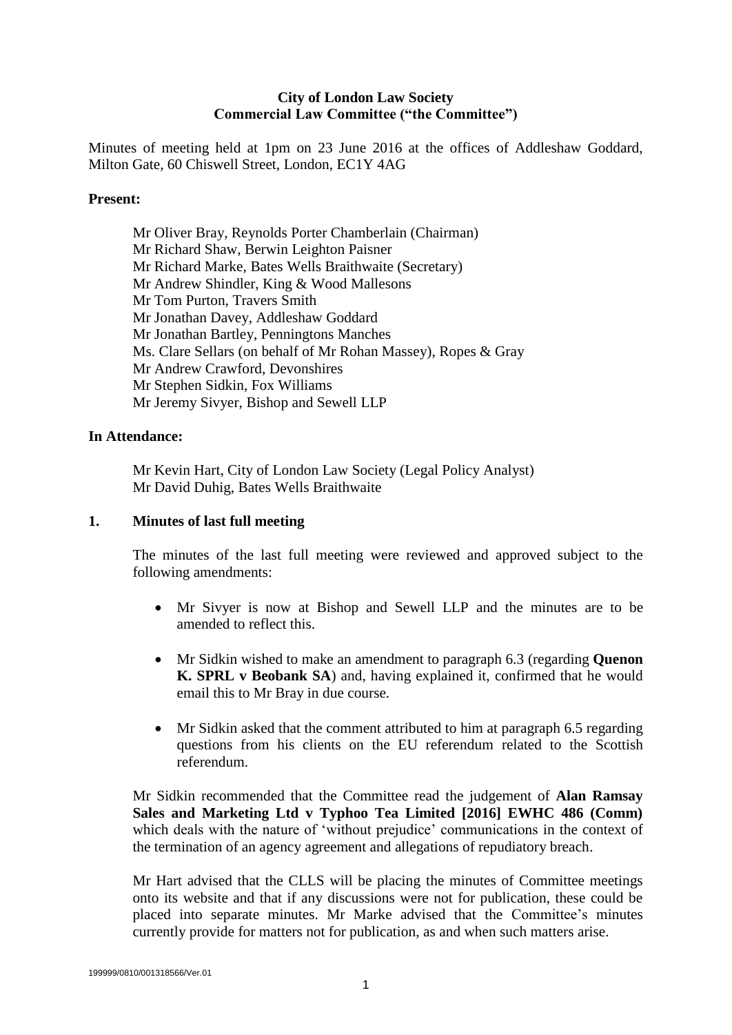**City of London Law Society**
**Commercial Law Committee ("the Committee")**

Minutes of meeting held at 1pm on 23 June 2016 at the offices of Addleshaw Goddard, Milton Gate, 60 Chiswell Street, London, EC1Y 4AG

**Present:**

Mr Oliver Bray, Reynolds Porter Chamberlain (Chairman)
Mr Richard Shaw, Berwin Leighton Paisner
Mr Richard Marke, Bates Wells Braithwaite (Secretary)
Mr Andrew Shindler, King & Wood Mallesons
Mr Tom Purton, Travers Smith
Mr Jonathan Davey, Addleshaw Goddard
Mr Jonathan Bartley, Penningtons Manches
Ms. Clare Sellars (on behalf of Mr Rohan Massey), Ropes & Gray
Mr Andrew Crawford, Devonshires
Mr Stephen Sidkin, Fox Williams
Mr Jeremy Sivyer, Bishop and Sewell LLP

**In Attendance:**

Mr Kevin Hart, City of London Law Society (Legal Policy Analyst)
Mr David Duhig, Bates Wells Braithwaite

**1. Minutes of last full meeting**

The minutes of the last full meeting were reviewed and approved subject to the following amendments:

- Mr Sivyer is now at Bishop and Sewell LLP and the minutes are to be amended to reflect this.
- Mr Sidkin wished to make an amendment to paragraph 6.3 (regarding **Quenon K. SPRL v Beobank SA**) and, having explained it, confirmed that he would email this to Mr Bray in due course.
- Mr Sidkin asked that the comment attributed to him at paragraph 6.5 regarding questions from his clients on the EU referendum related to the Scottish referendum.

Mr Sidkin recommended that the Committee read the judgement of **Alan Ramsay Sales and Marketing Ltd v Typhoo Tea Limited [2016] EWHC 486 (Comm)** which deals with the nature of 'without prejudice' communications in the context of the termination of an agency agreement and allegations of repudiatory breach.

Mr Hart advised that the CLLS will be placing the minutes of Committee meetings onto its website and that if any discussions were not for publication, these could be placed into separate minutes. Mr Marke advised that the Committee's minutes currently provide for matters not for publication, as and when such matters arise.

199999/0810/001318566/Ver.01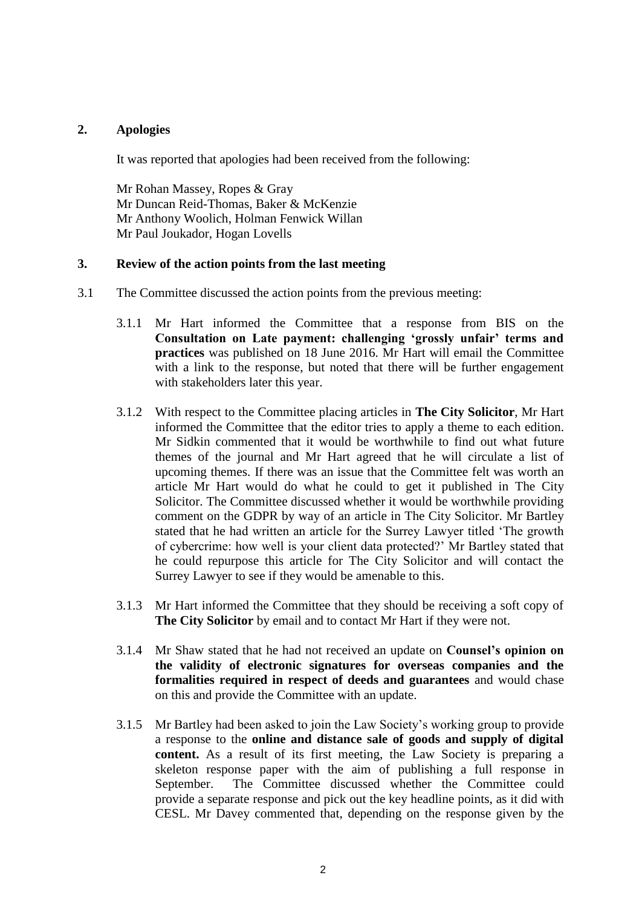## 2. Apologies

It was reported that apologies had been received from the following:

Mr Rohan Massey, Ropes & Gray
Mr Duncan Reid-Thomas, Baker & McKenzie
Mr Anthony Woolich, Holman Fenwick Willan
Mr Paul Joukador, Hogan Lovells

## 3. Review of the action points from the last meeting

3.1 The Committee discussed the action points from the previous meeting:

3.1.1 Mr Hart informed the Committee that a response from BIS on the **Consultation on Late payment: challenging 'grossly unfair' terms and practices** was published on 18 June 2016. Mr Hart will email the Committee with a link to the response, but noted that there will be further engagement with stakeholders later this year.

3.1.2 With respect to the Committee placing articles in **The City Solicitor**, Mr Hart informed the Committee that the editor tries to apply a theme to each edition. Mr Sidkin commented that it would be worthwhile to find out what future themes of the journal and Mr Hart agreed that he will circulate a list of upcoming themes. If there was an issue that the Committee felt was worth an article Mr Hart would do what he could to get it published in The City Solicitor. The Committee discussed whether it would be worthwhile providing comment on the GDPR by way of an article in The City Solicitor. Mr Bartley stated that he had written an article for the Surrey Lawyer titled 'The growth of cybercrime: how well is your client data protected?' Mr Bartley stated that he could repurpose this article for The City Solicitor and will contact the Surrey Lawyer to see if they would be amenable to this.

3.1.3 Mr Hart informed the Committee that they should be receiving a soft copy of **The City Solicitor** by email and to contact Mr Hart if they were not.

3.1.4 Mr Shaw stated that he had not received an update on **Counsel's opinion on the validity of electronic signatures for overseas companies and the formalities required in respect of deeds and guarantees** and would chase on this and provide the Committee with an update.

3.1.5 Mr Bartley had been asked to join the Law Society's working group to provide a response to the **online and distance sale of goods and supply of digital content.** As a result of its first meeting, the Law Society is preparing a skeleton response paper with the aim of publishing a full response in September. The Committee discussed whether the Committee could provide a separate response and pick out the key headline points, as it did with CESL. Mr Davey commented that, depending on the response given by the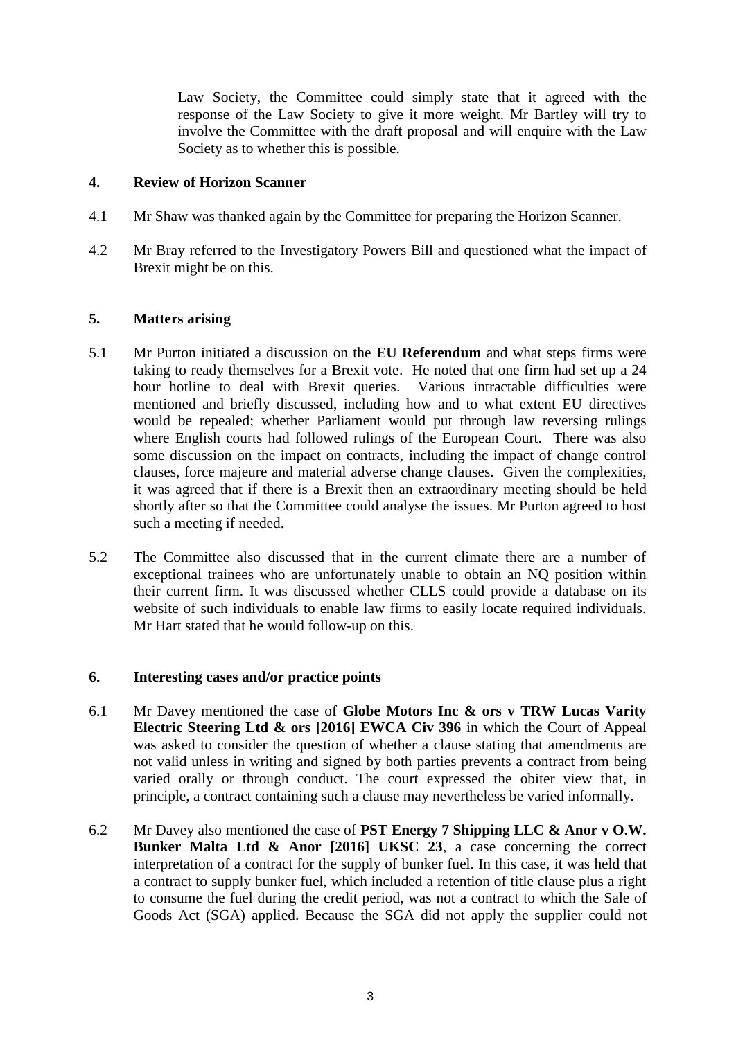Law Society, the Committee could simply state that it agreed with the response of the Law Society to give it more weight. Mr Bartley will try to involve the Committee with the draft proposal and will enquire with the Law Society as to whether this is possible.

## 4. Review of Horizon Scanner

4.1 Mr Shaw was thanked again by the Committee for preparing the Horizon Scanner.

4.2 Mr Bray referred to the Investigatory Powers Bill and questioned what the impact of Brexit might be on this.

## 5. Matters arising

5.1 Mr Purton initiated a discussion on the **EU Referendum** and what steps firms were taking to ready themselves for a Brexit vote. He noted that one firm had set up a 24 hour hotline to deal with Brexit queries. Various intractable difficulties were mentioned and briefly discussed, including how and to what extent EU directives would be repealed; whether Parliament would put through law reversing rulings where English courts had followed rulings of the European Court. There was also some discussion on the impact on contracts, including the impact of change control clauses, force majeure and material adverse change clauses. Given the complexities, it was agreed that if there is a Brexit then an extraordinary meeting should be held shortly after so that the Committee could analyse the issues. Mr Purton agreed to host such a meeting if needed.

5.2 The Committee also discussed that in the current climate there are a number of exceptional trainees who are unfortunately unable to obtain an NQ position within their current firm. It was discussed whether CLLS could provide a database on its website of such individuals to enable law firms to easily locate required individuals. Mr Hart stated that he would follow-up on this.

## 6. Interesting cases and/or practice points

6.1 Mr Davey mentioned the case of **Globe Motors Inc & ors v TRW Lucas Varity Electric Steering Ltd & ors [2016] EWCA Civ 396** in which the Court of Appeal was asked to consider the question of whether a clause stating that amendments are not valid unless in writing and signed by both parties prevents a contract from being varied orally or through conduct. The court expressed the obiter view that, in principle, a contract containing such a clause may nevertheless be varied informally.

6.2 Mr Davey also mentioned the case of **PST Energy 7 Shipping LLC & Anor v O.W. Bunker Malta Ltd & Anor [2016] UKSC 23**, a case concerning the correct interpretation of a contract for the supply of bunker fuel. In this case, it was held that a contract to supply bunker fuel, which included a retention of title clause plus a right to consume the fuel during the credit period, was not a contract to which the Sale of Goods Act (SGA) applied. Because the SGA did not apply the supplier could not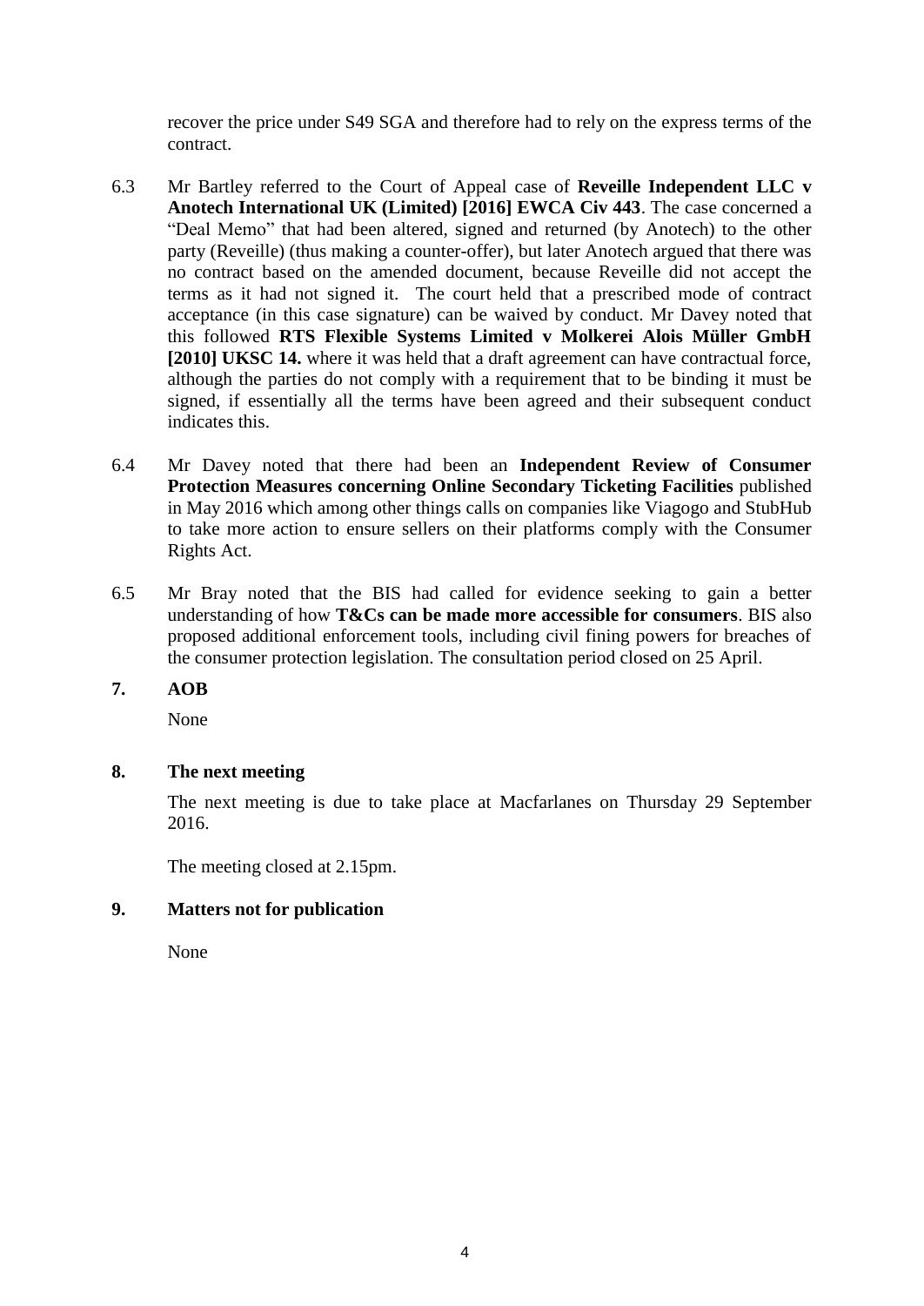recover the price under S49 SGA and therefore had to rely on the express terms of the contract.

6.3 Mr Bartley referred to the Court of Appeal case of **Reveille Independent LLC v Anotech International UK (Limited) [2016] EWCA Civ 443**. The case concerned a "Deal Memo" that had been altered, signed and returned (by Anotech) to the other party (Reveille) (thus making a counter-offer), but later Anotech argued that there was no contract based on the amended document, because Reveille did not accept the terms as it had not signed it. The court held that a prescribed mode of contract acceptance (in this case signature) can be waived by conduct. Mr Davey noted that this followed **RTS Flexible Systems Limited v Molkerei Alois Müller GmbH [2010] UKSC 14.** where it was held that a draft agreement can have contractual force, although the parties do not comply with a requirement that to be binding it must be signed, if essentially all the terms have been agreed and their subsequent conduct indicates this.

6.4 Mr Davey noted that there had been an **Independent Review of Consumer Protection Measures concerning Online Secondary Ticketing Facilities** published in May 2016 which among other things calls on companies like Viagogo and StubHub to take more action to ensure sellers on their platforms comply with the Consumer Rights Act.

6.5 Mr Bray noted that the BIS had called for evidence seeking to gain a better understanding of how **T&Cs can be made more accessible for consumers**. BIS also proposed additional enforcement tools, including civil fining powers for breaches of the consumer protection legislation. The consultation period closed on 25 April.

## 7. AOB

None

## 8. The next meeting

The next meeting is due to take place at Macfarlanes on Thursday 29 September 2016.

The meeting closed at 2.15pm.

## 9. Matters not for publication

None